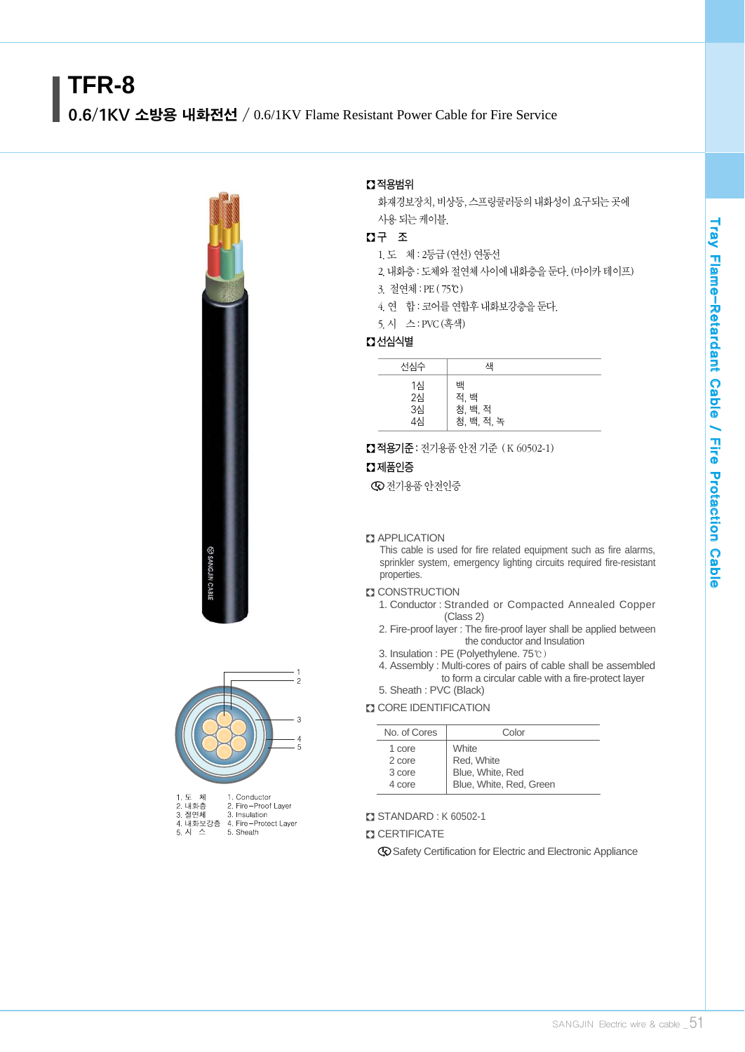# TFR-8

## 0.6/1KV 소방용 내화전선 / 0.6/1KV Flame Resistant Power Cable for Fire Service

1. 도　체　　1. Conductor
2. 내화층　　2. Fire-Proof Layer
3. 절연체　　3. Insulation
4. 내화보강층　4. Fire-Protect Layer
5. 시　스　　5. Sheath

### 적용범위

화재경보장치, 비상등, 스프링쿨러등의 내화성이 요구되는 곳에 사용 되는 케이블.

### 구 조

1. 도　체 : 2등급 (연선) 연동선
2. 내화층 : 도체와 절연체 사이에 내화층을 둔다. (마이카 테이프)
3. 절연체 : PE ( 75℃ )
4. 연　합 : 코어를 연합후 내화보강층을 둔다.
5. 시　스 : PVC (흑색)

### 선심식별

| 선심수 | 색 |
|---|---|
| 1심 | 백 |
| 2심 | 적, 백 |
| 3심 | 청, 백, 적 |
| 4심 | 청, 백, 적, 녹 |

### 적용기준 : 전기용품 안전 기준 ( K 60502-1)

### 제품인증

전기용품 안전인증

### APPLICATION

This cable is used for fire related equipment such as fire alarms, sprinkler system, emergency lighting circuits required fire-resistant properties.

### CONSTRUCTION

1. Conductor : Stranded or Compacted Annealed Copper (Class 2)
2. Fire-proof layer : The fire-proof layer shall be applied between the conductor and Insulation
3. Insulation : PE (Polyethylene. 75℃)
4. Assembly : Multi-cores of pairs of cable shall be assembled to form a circular cable with a fire-protect layer
5. Sheath : PVC (Black)

### CORE IDENTIFICATION

| No. of Cores | Color |
|---|---|
| 1 core | White |
| 2 core | Red, White |
| 3 core | Blue, White, Red |
| 4 core | Blue, White, Red, Green |

### STANDARD : K 60502-1

### CERTIFICATE

Safety Certification for Electric and Electronic Appliance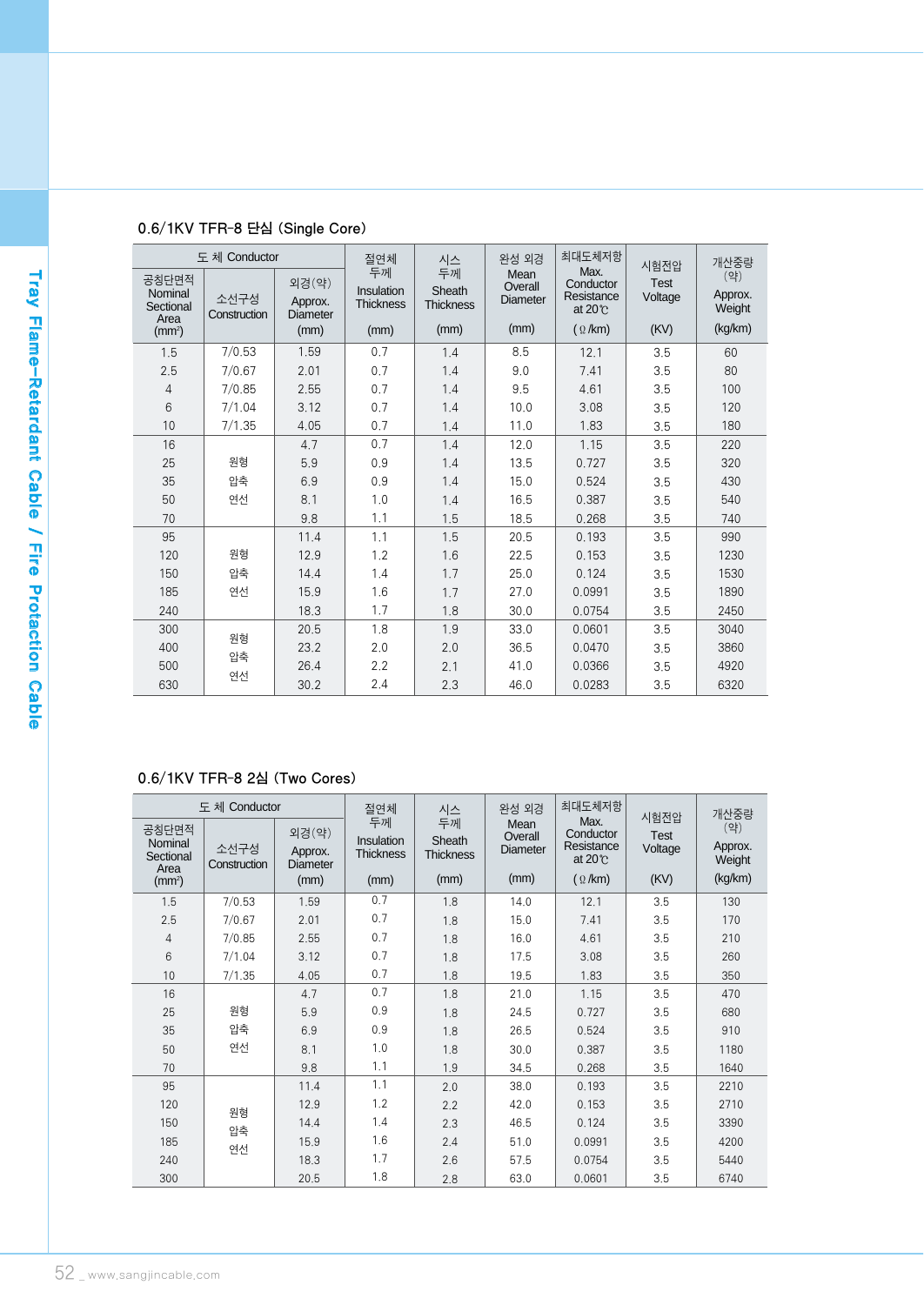## 0.6/1KV TFR-8 단심 (Single Core)

| 도 체 Conductor | | | 절연체 두께 Insulation Thickness | 시스 두께 Sheath Thickness | 완성 외경 Mean Overall Diameter | 최대도체저항 Max. Conductor Resistance at 20℃ | 시험전압 Test Voltage | 개산중량 (약) Approx. Weight |
|---|---|---|---|---|---|---|---|---|
| 공칭단면적 Nominal Sectional Area (mm²) | 소선구성 Construction | 외경(약) Approx. Diameter (mm) | (mm) | (mm) | (mm) | (Ω/km) | (KV) | (kg/km) |
| 1.5 | 7/0.53 | 1.59 | 0.7 | 1.4 | 8.5 | 12.1 | 3.5 | 60 |
| 2.5 | 7/0.67 | 2.01 | 0.7 | 1.4 | 9.0 | 7.41 | 3.5 | 80 |
| 4 | 7/0.85 | 2.55 | 0.7 | 1.4 | 9.5 | 4.61 | 3.5 | 100 |
| 6 | 7/1.04 | 3.12 | 0.7 | 1.4 | 10.0 | 3.08 | 3.5 | 120 |
| 10 | 7/1.35 | 4.05 | 0.7 | 1.4 | 11.0 | 1.83 | 3.5 | 180 |
| 16 | 원형 압축 연선 | 4.7 | 0.7 | 1.4 | 12.0 | 1.15 | 3.5 | 220 |
| 25 | | 5.9 | 0.9 | 1.4 | 13.5 | 0.727 | 3.5 | 320 |
| 35 | | 6.9 | 0.9 | 1.4 | 15.0 | 0.524 | 3.5 | 430 |
| 50 | | 8.1 | 1.0 | 1.4 | 16.5 | 0.387 | 3.5 | 540 |
| 70 | | 9.8 | 1.1 | 1.5 | 18.5 | 0.268 | 3.5 | 740 |
| 95 | 원형 압축 연선 | 11.4 | 1.1 | 1.5 | 20.5 | 0.193 | 3.5 | 990 |
| 120 | | 12.9 | 1.2 | 1.6 | 22.5 | 0.153 | 3.5 | 1230 |
| 150 | | 14.4 | 1.4 | 1.7 | 25.0 | 0.124 | 3.5 | 1530 |
| 185 | | 15.9 | 1.6 | 1.7 | 27.0 | 0.0991 | 3.5 | 1890 |
| 240 | | 18.3 | 1.7 | 1.8 | 30.0 | 0.0754 | 3.5 | 2450 |
| 300 | 원형 압축 연선 | 20.5 | 1.8 | 1.9 | 33.0 | 0.0601 | 3.5 | 3040 |
| 400 | | 23.2 | 2.0 | 2.0 | 36.5 | 0.0470 | 3.5 | 3860 |
| 500 | | 26.4 | 2.2 | 2.1 | 41.0 | 0.0366 | 3.5 | 4920 |
| 630 | | 30.2 | 2.4 | 2.3 | 46.0 | 0.0283 | 3.5 | 6320 |

## 0.6/1KV TFR-8 2심 (Two Cores)

| 도 체 Conductor | | | 절연체 두께 Insulation Thickness | 시스 두께 Sheath Thickness | 완성 외경 Mean Overall Diameter | 최대도체저항 Max. Conductor Resistance at 20℃ | 시험전압 Test Voltage | 개산중량 (약) Approx. Weight |
|---|---|---|---|---|---|---|---|---|
| 공칭단면적 Nominal Sectional Area (mm²) | 소선구성 Construction | 외경(약) Approx. Diameter (mm) | (mm) | (mm) | (mm) | (Ω/km) | (KV) | (kg/km) |
| 1.5 | 7/0.53 | 1.59 | 0.7 | 1.8 | 14.0 | 12.1 | 3.5 | 130 |
| 2.5 | 7/0.67 | 2.01 | 0.7 | 1.8 | 15.0 | 7.41 | 3.5 | 170 |
| 4 | 7/0.85 | 2.55 | 0.7 | 1.8 | 16.0 | 4.61 | 3.5 | 210 |
| 6 | 7/1.04 | 3.12 | 0.7 | 1.8 | 17.5 | 3.08 | 3.5 | 260 |
| 10 | 7/1.35 | 4.05 | 0.7 | 1.8 | 19.5 | 1.83 | 3.5 | 350 |
| 16 | 원형 압축 연선 | 4.7 | 0.7 | 1.8 | 21.0 | 1.15 | 3.5 | 470 |
| 25 | | 5.9 | 0.9 | 1.8 | 24.5 | 0.727 | 3.5 | 680 |
| 35 | | 6.9 | 0.9 | 1.8 | 26.5 | 0.524 | 3.5 | 910 |
| 50 | | 8.1 | 1.0 | 1.8 | 30.0 | 0.387 | 3.5 | 1180 |
| 70 | | 9.8 | 1.1 | 1.9 | 34.5 | 0.268 | 3.5 | 1640 |
| 95 | 원형 압축 연선 | 11.4 | 1.1 | 2.0 | 38.0 | 0.193 | 3.5 | 2210 |
| 120 | | 12.9 | 1.2 | 2.2 | 42.0 | 0.153 | 3.5 | 2710 |
| 150 | | 14.4 | 1.4 | 2.3 | 46.5 | 0.124 | 3.5 | 3390 |
| 185 | | 15.9 | 1.6 | 2.4 | 51.0 | 0.0991 | 3.5 | 4200 |
| 240 | | 18.3 | 1.7 | 2.6 | 57.5 | 0.0754 | 3.5 | 5440 |
| 300 | | 20.5 | 1.8 | 2.8 | 63.0 | 0.0601 | 3.5 | 6740 |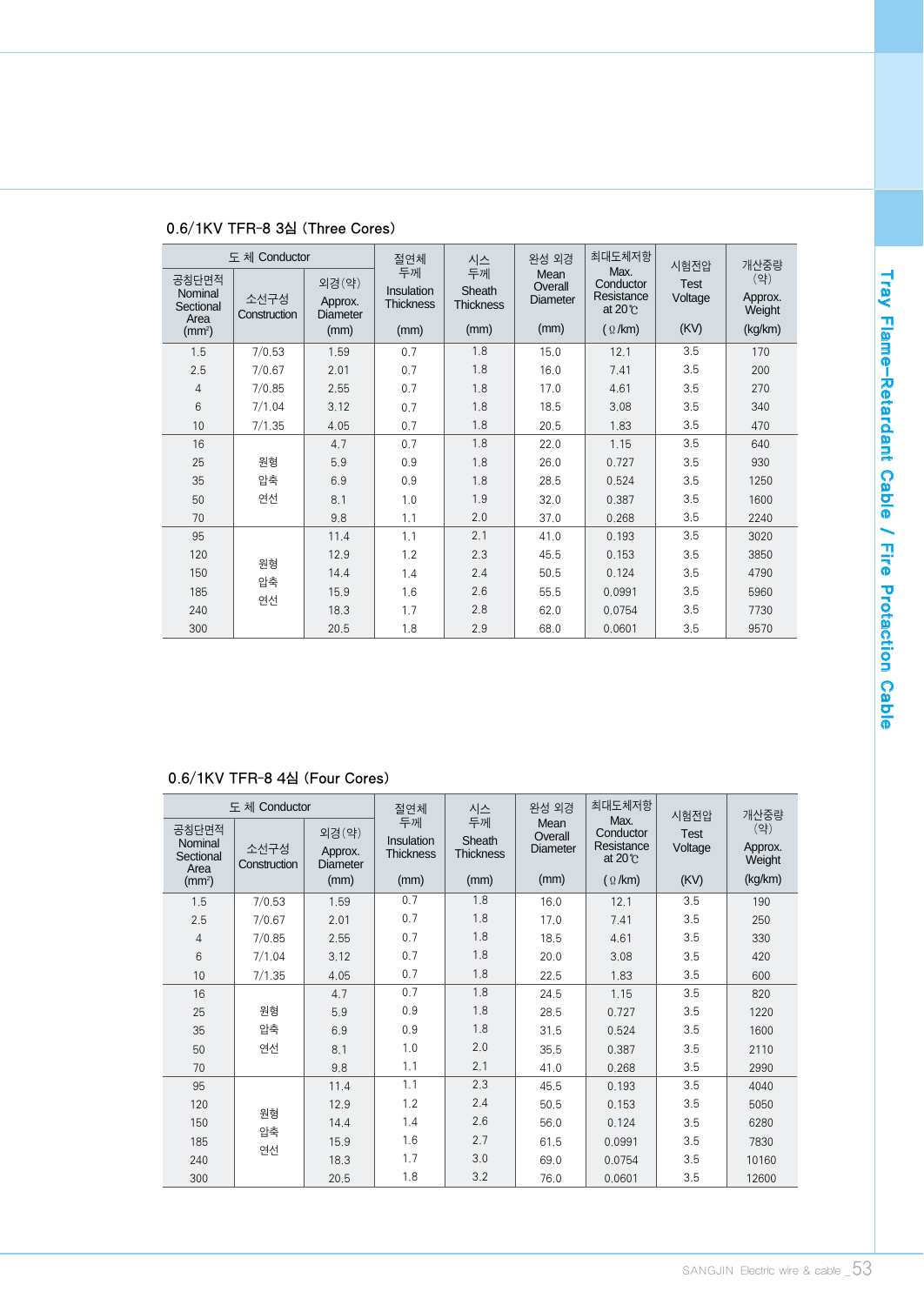## 0.6/1KV TFR-8 3심 (Three Cores)

| 도 체 Conductor | | | 절연체 두께 Insulation Thickness (mm) | 시스 두께 Sheath Thickness (mm) | 완성 외경 Mean Overall Diameter (mm) | 최대도체저항 Max. Conductor Resistance at 20℃ (Ω/km) | 시험전압 Test Voltage (KV) | 개산중량 (약) Approx. Weight (kg/km) |
|---|---|---|---|---|---|---|---|---|
| 공칭단면적 Nominal Sectional Area ($mm^2$) | 소선구성 Construction | 외경(약) Approx. Diameter (mm) | | | | | | |
| 1.5 | 7/0.53 | 1.59 | 0.7 | 1.8 | 15.0 | 12.1 | 3.5 | 170 |
| 2.5 | 7/0.67 | 2.01 | 0.7 | 1.8 | 16.0 | 7.41 | 3.5 | 200 |
| 4 | 7/0.85 | 2.55 | 0.7 | 1.8 | 17.0 | 4.61 | 3.5 | 270 |
| 6 | 7/1.04 | 3.12 | 0.7 | 1.8 | 18.5 | 3.08 | 3.5 | 340 |
| 10 | 7/1.35 | 4.05 | 0.7 | 1.8 | 20.5 | 1.83 | 3.5 | 470 |
| 16 | 원형 압축 연선 | 4.7 | 0.7 | 1.8 | 22.0 | 1.15 | 3.5 | 640 |
| 25 | | 5.9 | 0.9 | 1.8 | 26.0 | 0.727 | 3.5 | 930 |
| 35 | | 6.9 | 0.9 | 1.8 | 28.5 | 0.524 | 3.5 | 1250 |
| 50 | | 8.1 | 1.0 | 1.9 | 32.0 | 0.387 | 3.5 | 1600 |
| 70 | | 9.8 | 1.1 | 2.0 | 37.0 | 0.268 | 3.5 | 2240 |
| 95 | 원형 압축 연선 | 11.4 | 1.1 | 2.1 | 41.0 | 0.193 | 3.5 | 3020 |
| 120 | | 12.9 | 1.2 | 2.3 | 45.5 | 0.153 | 3.5 | 3850 |
| 150 | | 14.4 | 1.4 | 2.4 | 50.5 | 0.124 | 3.5 | 4790 |
| 185 | | 15.9 | 1.6 | 2.6 | 55.5 | 0.0991 | 3.5 | 5960 |
| 240 | | 18.3 | 1.7 | 2.8 | 62.0 | 0.0754 | 3.5 | 7730 |
| 300 | | 20.5 | 1.8 | 2.9 | 68.0 | 0.0601 | 3.5 | 9570 |

## 0.6/1KV TFR-8 4심 (Four Cores)

| 도 체 Conductor | | | 절연체 두께 Insulation Thickness (mm) | 시스 두께 Sheath Thickness (mm) | 완성 외경 Mean Overall Diameter (mm) | 최대도체저항 Max. Conductor Resistance at 20℃ (Ω/km) | 시험전압 Test Voltage (KV) | 개산중량 (약) Approx. Weight (kg/km) |
|---|---|---|---|---|---|---|---|---|
| 공칭단면적 Nominal Sectional Area ($mm^2$) | 소선구성 Construction | 외경(약) Approx. Diameter (mm) | | | | | | |
| 1.5 | 7/0.53 | 1.59 | 0.7 | 1.8 | 16.0 | 12.1 | 3.5 | 190 |
| 2.5 | 7/0.67 | 2.01 | 0.7 | 1.8 | 17.0 | 7.41 | 3.5 | 250 |
| 4 | 7/0.85 | 2.55 | 0.7 | 1.8 | 18.5 | 4.61 | 3.5 | 330 |
| 6 | 7/1.04 | 3.12 | 0.7 | 1.8 | 20.0 | 3.08 | 3.5 | 420 |
| 10 | 7/1.35 | 4.05 | 0.7 | 1.8 | 22.5 | 1.83 | 3.5 | 600 |
| 16 | 원형 압축 연선 | 4.7 | 0.7 | 1.8 | 24.5 | 1.15 | 3.5 | 820 |
| 25 | | 5.9 | 0.9 | 1.8 | 28.5 | 0.727 | 3.5 | 1220 |
| 35 | | 6.9 | 0.9 | 1.8 | 31.5 | 0.524 | 3.5 | 1600 |
| 50 | | 8.1 | 1.0 | 2.0 | 35.5 | 0.387 | 3.5 | 2110 |
| 70 | | 9.8 | 1.1 | 2.1 | 41.0 | 0.268 | 3.5 | 2990 |
| 95 | 원형 압축 연선 | 11.4 | 1.1 | 2.3 | 45.5 | 0.193 | 3.5 | 4040 |
| 120 | | 12.9 | 1.2 | 2.4 | 50.5 | 0.153 | 3.5 | 5050 |
| 150 | | 14.4 | 1.4 | 2.6 | 56.0 | 0.124 | 3.5 | 6280 |
| 185 | | 15.9 | 1.6 | 2.7 | 61.5 | 0.0991 | 3.5 | 7830 |
| 240 | | 18.3 | 1.7 | 3.0 | 69.0 | 0.0754 | 3.5 | 10160 |
| 300 | | 20.5 | 1.8 | 3.2 | 76.0 | 0.0601 | 3.5 | 12600 |